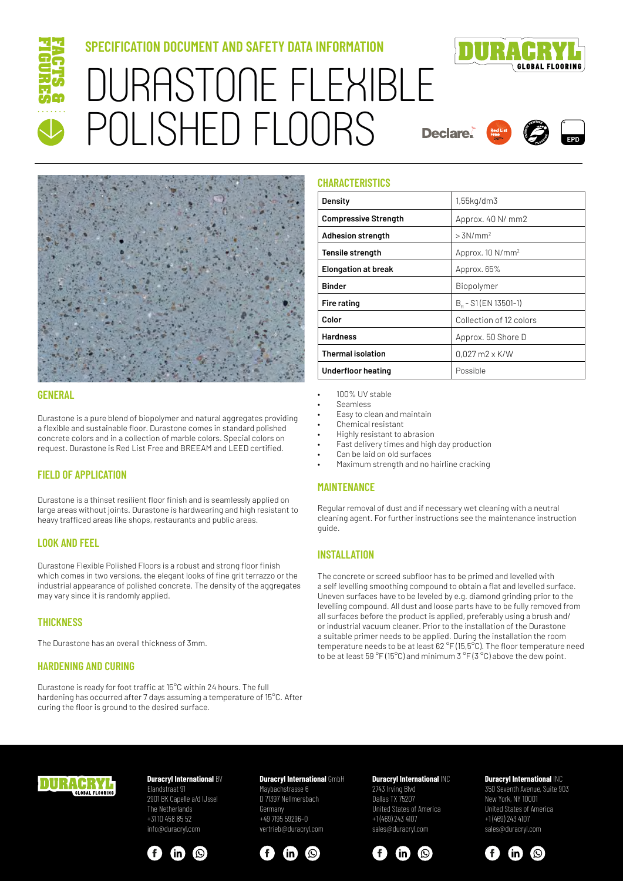FACTS & FIGURES

## SPECIFICATION DOCUMENT AND SAFETY DATA INFORMATION

# DURASTONE FLEXIBLE POLISHED FLOORS

DURACRYL GLOBAL FLOORING

Declare. Red List Free EPD

## GENERAL

Durastone is a pure blend of biopolymer and natural aggregates providing a flexible and sustainable floor. Durastone comes in standard polished concrete colors and in a collection of marble colors. Special colors on request. Durastone is Red List Free and BREEAM and LEED certified.

## FIELD OF APPLICATION

Durastone is a thinset resilient floor finish and is seamlessly applied on large areas without joints. Durastone is hardwearing and high resistant to heavy trafficed areas like shops, restaurants and public areas.

## LOOK AND FEEL

Durastone Flexible Polished Floors is a robust and strong floor finish which comes in two versions, the elegant looks of fine grit terrazzo or the industrial appearance of polished concrete. The density of the aggregates may vary since it is randomly applied.

## THICKNESS

The Durastone has an overall thickness of 3mm.

## HARDENING AND CURING

Durastone is ready for foot traffic at 15°C within 24 hours. The full hardening has occurred after 7 days assuming a temperature of 15°C. After curing the floor is ground to the desired surface.

## CHARACTERISTICS

| | |
|---|---|
| **Density** | 1,55kg/dm3 |
| **Compressive Strength** | Approx. 40 N/ mm2 |
| **Adhesion strength** | > 3N/mm$^2$ |
| **Tensile strength** | Approx. 10 N/mm$^2$ |
| **Elongation at break** | Approx. 65% |
| **Binder** | Biopolymer |
| **Fire rating** | $B_{fl}$ - S1(EN 13501-1) |
| **Color** | Collection of 12 colors |
| **Hardness** | Approx. 50 Shore D |
| **Thermal isolation** | 0,027 m2 x K/W |
| **Underfloor heating** | Possible |

- 100% UV stable
- Seamless
- Easy to clean and maintain
- Chemical resistant
- Highly resistant to abrasion
- Fast delivery times and high day production
- Can be laid on old surfaces
- Maximum strength and no hairline cracking

## MAINTENANCE

Regular removal of dust and if necessary wet cleaning with a neutral cleaning agent. For further instructions see the maintenance instruction guide.

## INSTALLATION

The concrete or screed subfloor has to be primed and levelled with a self levelling smoothing compound to obtain a flat and levelled surface. Uneven surfaces have to be leveled by e.g. diamond grinding prior to the levelling compound. All dust and loose parts have to be fully removed from all surfaces before the product is applied, preferably using a brush and/ or industrial vacuum cleaner. Prior to the installation of the Durastone a suitable primer needs to be applied. During the installation the room temperature needs to be at least 62 °F (15,5°C). The floor temperature need to be at least 59 °F (15°C) and minimum 3 °F (3 °C) above the dew point.

**Duracryl International** BV
Elandstraat 91
2901 BK Capelle a/d IJssel
The Netherlands
+31 10 458 85 52
info@duracryl.com

**Duracryl International** GmbH
Maybachstrasse 6
D 71397 Nellmersbach
Germany
+49 7195 59296-0
vertrieb@duracryl.com

**Duracryl International** INC
2743 Irving Blvd
Dallas TX 75207
United States of America
+1 (469) 243 4107
sales@duracryl.com

**Duracryl International** INC
350 Seventh Avenue, Suite 903
New York, NY 10001
United States of America
+1 (469) 243 4107
sales@duracryl.com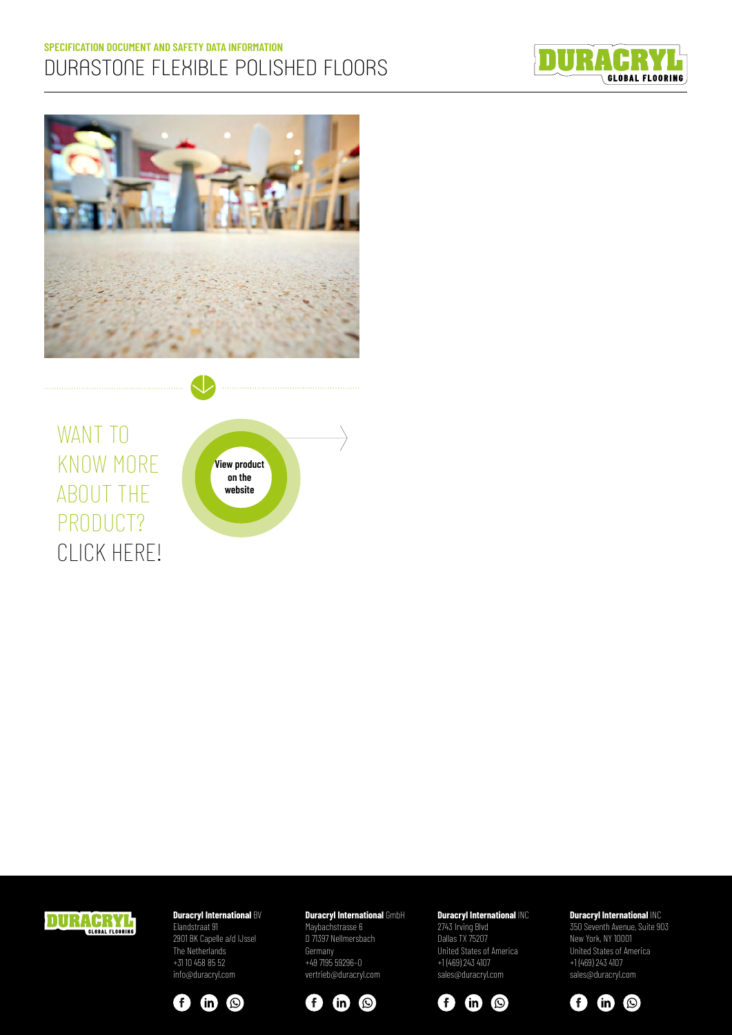WANT TO KNOW MORE ABOUT THE PRODUCT? CLICK HERE!

View product on the website

**Duracryl International** BV
Elandstraat 91
2901 BK Capelle a/d IJssel
The Netherlands
+31 10 458 85 52
info@duracryl.com

**Duracryl International** GmbH
Maybachstrasse 6
D 71397 Nellmersbach
Germany
+49 7195 59296-0
vertrieb@duracryl.com

**Duracryl International** INC
2743 Irving Blvd
Dallas TX 75207
United States of America
+1 (469) 243 4107
sales@duracryl.com

**Duracryl International** INC
350 Seventh Avenue, Suite 903
New York, NY 10001
United States of America
+1 (469) 243 4107
sales@duracryl.com